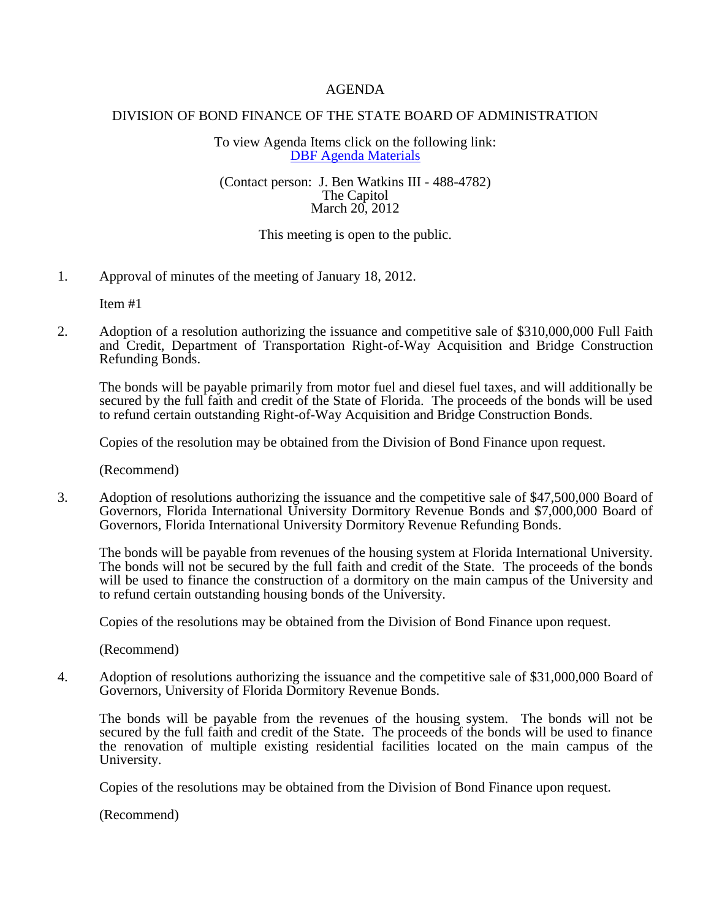# AGENDA

## DIVISION OF BOND FINANCE OF THE STATE BOARD OF ADMINISTRATION

To view Agenda Items click on the following link:
DBF Agenda Materials

(Contact person: J. Ben Watkins III - 488-4782)
The Capitol
March 20, 2012

This meeting is open to the public.

1. Approval of minutes of the meeting of January 18, 2012.

   Item #1

2. Adoption of a resolution authorizing the issuance and competitive sale of $310,000,000 Full Faith and Credit, Department of Transportation Right-of-Way Acquisition and Bridge Construction Refunding Bonds.

   The bonds will be payable primarily from motor fuel and diesel fuel taxes, and will additionally be secured by the full faith and credit of the State of Florida. The proceeds of the bonds will be used to refund certain outstanding Right-of-Way Acquisition and Bridge Construction Bonds.

   Copies of the resolution may be obtained from the Division of Bond Finance upon request.

   (Recommend)

3. Adoption of resolutions authorizing the issuance and the competitive sale of $47,500,000 Board of Governors, Florida International University Dormitory Revenue Bonds and $7,000,000 Board of Governors, Florida International University Dormitory Revenue Refunding Bonds.

   The bonds will be payable from revenues of the housing system at Florida International University. The bonds will not be secured by the full faith and credit of the State. The proceeds of the bonds will be used to finance the construction of a dormitory on the main campus of the University and to refund certain outstanding housing bonds of the University.

   Copies of the resolutions may be obtained from the Division of Bond Finance upon request.

   (Recommend)

4. Adoption of resolutions authorizing the issuance and the competitive sale of $31,000,000 Board of Governors, University of Florida Dormitory Revenue Bonds.

   The bonds will be payable from the revenues of the housing system. The bonds will not be secured by the full faith and credit of the State. The proceeds of the bonds will be used to finance the renovation of multiple existing residential facilities located on the main campus of the University.

   Copies of the resolutions may be obtained from the Division of Bond Finance upon request.

   (Recommend)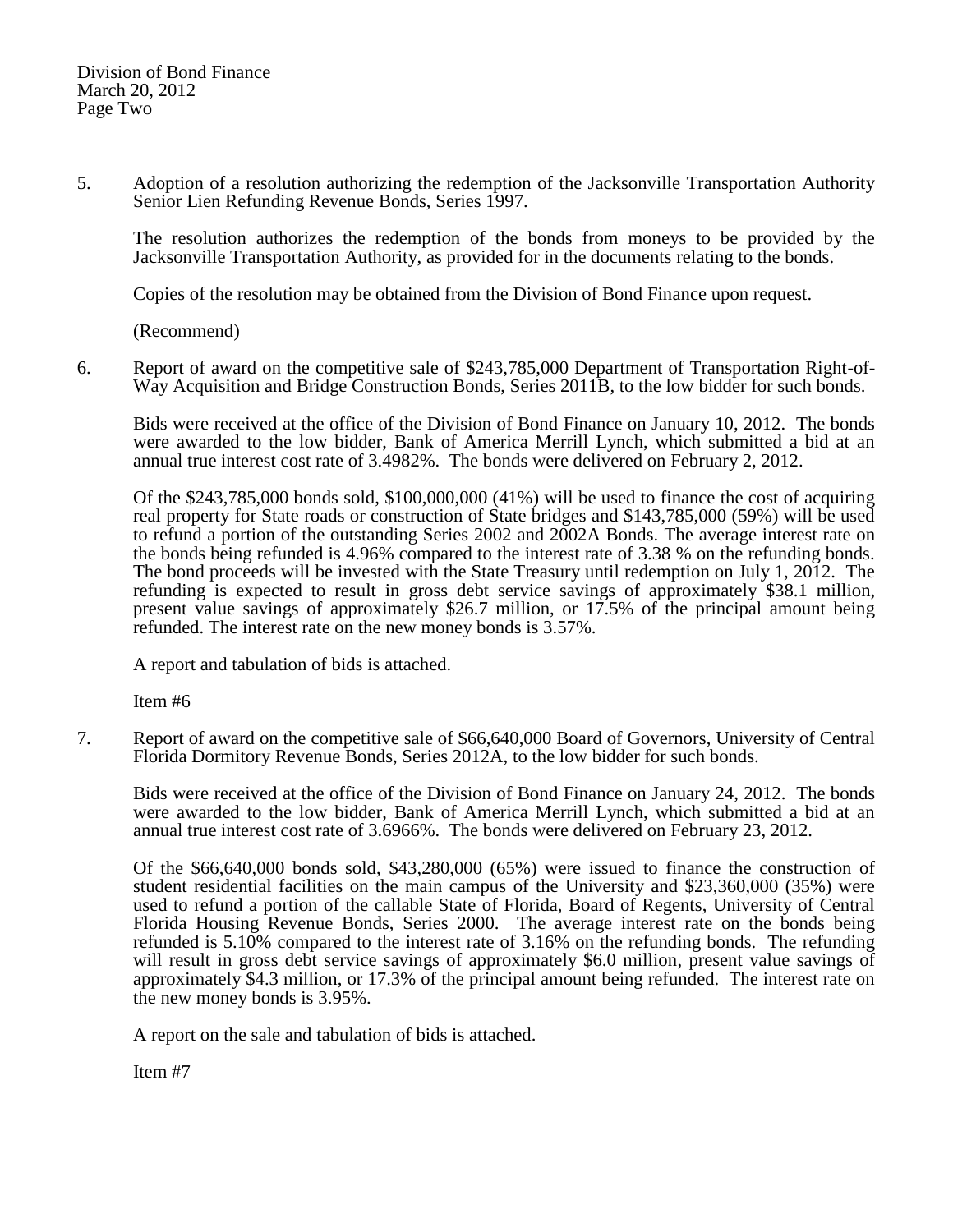5. Adoption of a resolution authorizing the redemption of the Jacksonville Transportation Authority Senior Lien Refunding Revenue Bonds, Series 1997.

   The resolution authorizes the redemption of the bonds from moneys to be provided by the Jacksonville Transportation Authority, as provided for in the documents relating to the bonds.

   Copies of the resolution may be obtained from the Division of Bond Finance upon request.

   (Recommend)

6. Report of award on the competitive sale of $243,785,000 Department of Transportation Right-of-Way Acquisition and Bridge Construction Bonds, Series 2011B, to the low bidder for such bonds.

   Bids were received at the office of the Division of Bond Finance on January 10, 2012. The bonds were awarded to the low bidder, Bank of America Merrill Lynch, which submitted a bid at an annual true interest cost rate of 3.4982%. The bonds were delivered on February 2, 2012.

   Of the $243,785,000 bonds sold, $100,000,000 (41%) will be used to finance the cost of acquiring real property for State roads or construction of State bridges and $143,785,000 (59%) will be used to refund a portion of the outstanding Series 2002 and 2002A Bonds. The average interest rate on the bonds being refunded is 4.96% compared to the interest rate of 3.38 % on the refunding bonds. The bond proceeds will be invested with the State Treasury until redemption on July 1, 2012. The refunding is expected to result in gross debt service savings of approximately $38.1 million, present value savings of approximately $26.7 million, or 17.5% of the principal amount being refunded. The interest rate on the new money bonds is 3.57%.

   A report and tabulation of bids is attached.

   Item #6

7. Report of award on the competitive sale of $66,640,000 Board of Governors, University of Central Florida Dormitory Revenue Bonds, Series 2012A, to the low bidder for such bonds.

   Bids were received at the office of the Division of Bond Finance on January 24, 2012. The bonds were awarded to the low bidder, Bank of America Merrill Lynch, which submitted a bid at an annual true interest cost rate of 3.6966%. The bonds were delivered on February 23, 2012.

   Of the $66,640,000 bonds sold, $43,280,000 (65%) were issued to finance the construction of student residential facilities on the main campus of the University and $23,360,000 (35%) were used to refund a portion of the callable State of Florida, Board of Regents, University of Central Florida Housing Revenue Bonds, Series 2000. The average interest rate on the bonds being refunded is 5.10% compared to the interest rate of 3.16% on the refunding bonds. The refunding will result in gross debt service savings of approximately $6.0 million, present value savings of approximately $4.3 million, or 17.3% of the principal amount being refunded. The interest rate on the new money bonds is 3.95%.

   A report on the sale and tabulation of bids is attached.

   Item #7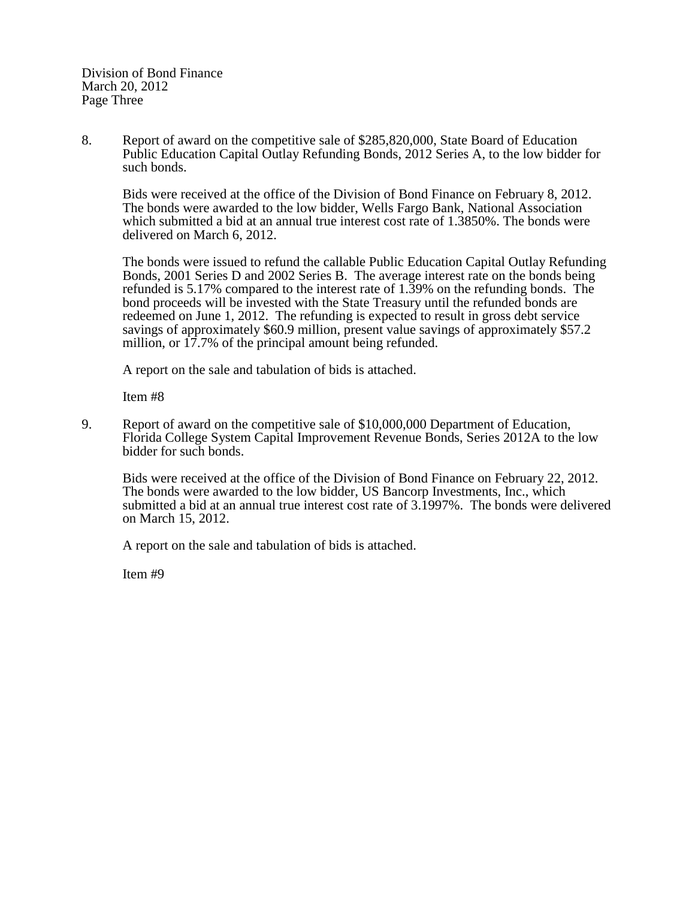8. Report of award on the competitive sale of $285,820,000, State Board of Education Public Education Capital Outlay Refunding Bonds, 2012 Series A, to the low bidder for such bonds.

   Bids were received at the office of the Division of Bond Finance on February 8, 2012. The bonds were awarded to the low bidder, Wells Fargo Bank, National Association which submitted a bid at an annual true interest cost rate of 1.3850%. The bonds were delivered on March 6, 2012.

   The bonds were issued to refund the callable Public Education Capital Outlay Refunding Bonds, 2001 Series D and 2002 Series B. The average interest rate on the bonds being refunded is 5.17% compared to the interest rate of 1.39% on the refunding bonds. The bond proceeds will be invested with the State Treasury until the refunded bonds are redeemed on June 1, 2012. The refunding is expected to result in gross debt service savings of approximately $60.9 million, present value savings of approximately $57.2 million, or 17.7% of the principal amount being refunded.

   A report on the sale and tabulation of bids is attached.

   Item #8

9. Report of award on the competitive sale of $10,000,000 Department of Education, Florida College System Capital Improvement Revenue Bonds, Series 2012A to the low bidder for such bonds.

   Bids were received at the office of the Division of Bond Finance on February 22, 2012. The bonds were awarded to the low bidder, US Bancorp Investments, Inc., which submitted a bid at an annual true interest cost rate of 3.1997%. The bonds were delivered on March 15, 2012.

   A report on the sale and tabulation of bids is attached.

   Item #9